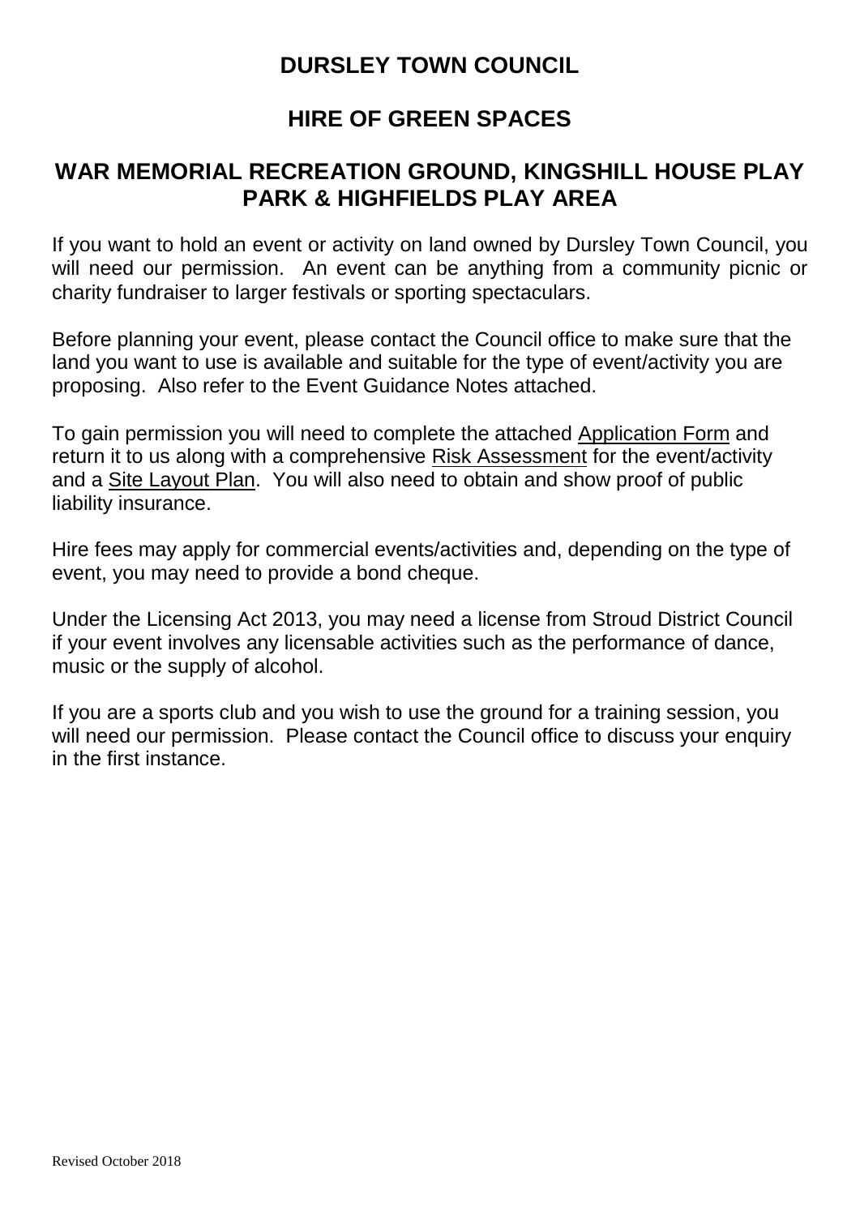# DURSLEY TOWN COUNCIL

## HIRE OF GREEN SPACES

## WAR MEMORIAL RECREATION GROUND, KINGSHILL HOUSE PLAY PARK & HIGHFIELDS PLAY AREA

If you want to hold an event or activity on land owned by Dursley Town Council, you will need our permission. An event can be anything from a community picnic or charity fundraiser to larger festivals or sporting spectaculars.

Before planning your event, please contact the Council office to make sure that the land you want to use is available and suitable for the type of event/activity you are proposing. Also refer to the Event Guidance Notes attached.

To gain permission you will need to complete the attached <u>Application Form</u> and return it to us along with a comprehensive <u>Risk Assessment</u> for the event/activity and a <u>Site Layout Plan</u>. You will also need to obtain and show proof of public liability insurance.

Hire fees may apply for commercial events/activities and, depending on the type of event, you may need to provide a bond cheque.

Under the Licensing Act 2013, you may need a license from Stroud District Council if your event involves any licensable activities such as the performance of dance, music or the supply of alcohol.

If you are a sports club and you wish to use the ground for a training session, you will need our permission. Please contact the Council office to discuss your enquiry in the first instance.

Revised October 2018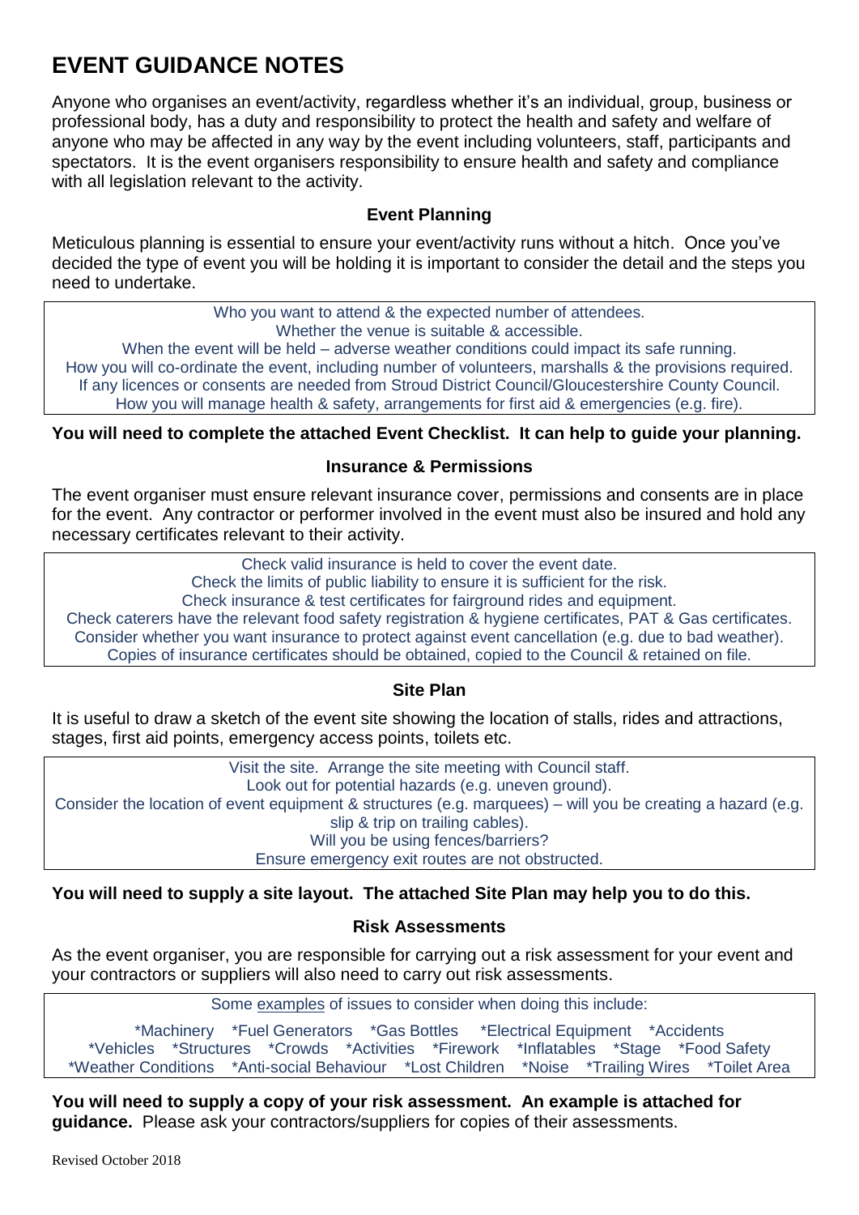# EVENT GUIDANCE NOTES

Anyone who organises an event/activity, regardless whether it's an individual, group, business or professional body, has a duty and responsibility to protect the health and safety and welfare of anyone who may be affected in any way by the event including volunteers, staff, participants and spectators. It is the event organisers responsibility to ensure health and safety and compliance with all legislation relevant to the activity.

### Event Planning

Meticulous planning is essential to ensure your event/activity runs without a hitch. Once you've decided the type of event you will be holding it is important to consider the detail and the steps you need to undertake.

Who you want to attend & the expected number of attendees.
Whether the venue is suitable & accessible.
When the event will be held – adverse weather conditions could impact its safe running.
How you will co-ordinate the event, including number of volunteers, marshalls & the provisions required.
If any licences or consents are needed from Stroud District Council/Gloucestershire County Council.
How you will manage health & safety, arrangements for first aid & emergencies (e.g. fire).

**You will need to complete the attached Event Checklist. It can help to guide your planning.**

### Insurance & Permissions

The event organiser must ensure relevant insurance cover, permissions and consents are in place for the event. Any contractor or performer involved in the event must also be insured and hold any necessary certificates relevant to their activity.

Check valid insurance is held to cover the event date.
Check the limits of public liability to ensure it is sufficient for the risk.
Check insurance & test certificates for fairground rides and equipment.
Check caterers have the relevant food safety registration & hygiene certificates, PAT & Gas certificates.
Consider whether you want insurance to protect against event cancellation (e.g. due to bad weather).
Copies of insurance certificates should be obtained, copied to the Council & retained on file.

### Site Plan

It is useful to draw a sketch of the event site showing the location of stalls, rides and attractions, stages, first aid points, emergency access points, toilets etc.

Visit the site. Arrange the site meeting with Council staff.
Look out for potential hazards (e.g. uneven ground).
Consider the location of event equipment & structures (e.g. marquees) – will you be creating a hazard (e.g. slip & trip on trailing cables).
Will you be using fences/barriers?
Ensure emergency exit routes are not obstructed.

**You will need to supply a site layout. The attached Site Plan may help you to do this.**

### Risk Assessments

As the event organiser, you are responsible for carrying out a risk assessment for your event and your contractors or suppliers will also need to carry out risk assessments.

Some <u>examples</u> of issues to consider when doing this include:

*Machinery *Fuel Generators *Gas Bottles *Electrical Equipment *Accidents
*Vehicles *Structures *Crowds *Activities *Firework *Inflatables *Stage *Food Safety
*Weather Conditions *Anti-social Behaviour *Lost Children *Noise *Trailing Wires *Toilet Area

**You will need to supply a copy of your risk assessment. An example is attached for guidance.** Please ask your contractors/suppliers for copies of their assessments.

Revised October 2018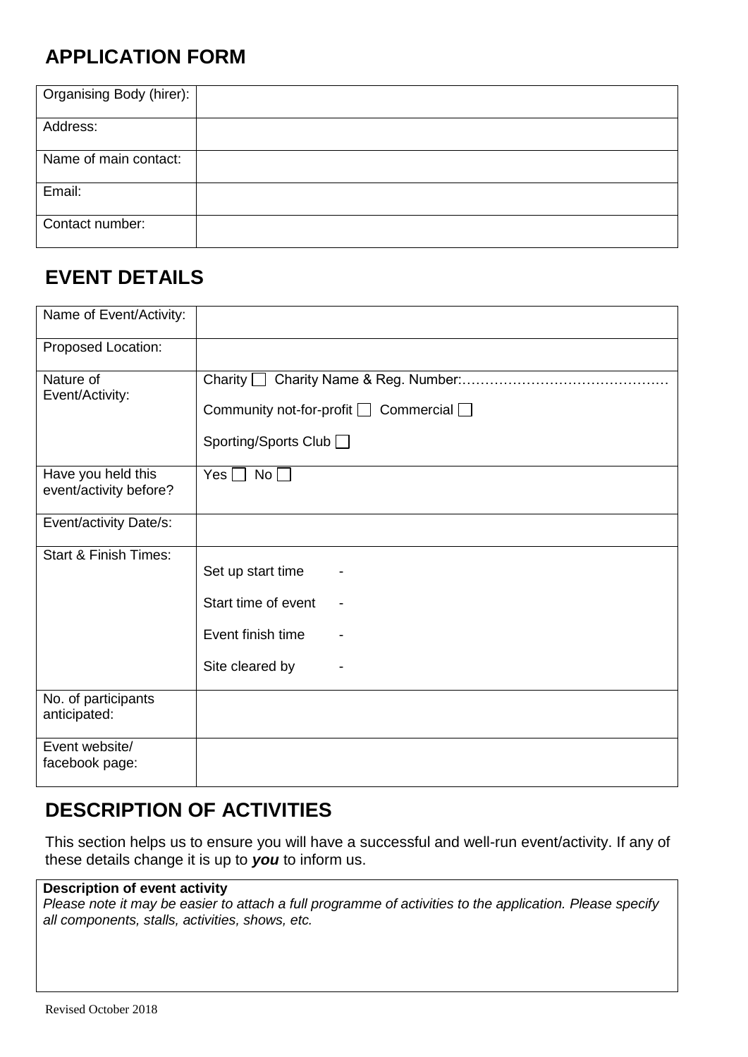## APPLICATION FORM

| Organising Body (hirer): | |
|---|---|
| Address: | |
| Name of main contact: | |
| Email: | |
| Contact number: | |

## EVENT DETAILS

| Name of Event/Activity: | |
|---|---|
| Proposed Location: | |
| Nature of Event/Activity: | Charity ☐ Charity Name & Reg. Number:………………………………………<br>Community not-for-profit ☐ Commercial ☐<br>Sporting/Sports Club ☐ |
| Have you held this event/activity before? | Yes ☐ No ☐ |
| Event/activity Date/s: | |
| Start & Finish Times: | Set up start time -<br>Start time of event -<br>Event finish time -<br>Site cleared by - |
| No. of participants anticipated: | |
| Event website/ facebook page: | |

## DESCRIPTION OF ACTIVITIES

This section helps us to ensure you will have a successful and well-run event/activity. If any of these details change it is up to ***you*** to inform us.

| **Description of event activity**<br>*Please note it may be easier to attach a full programme of activities to the application. Please specify all components, stalls, activities, shows, etc.* |
|---|
| |

Revised October 2018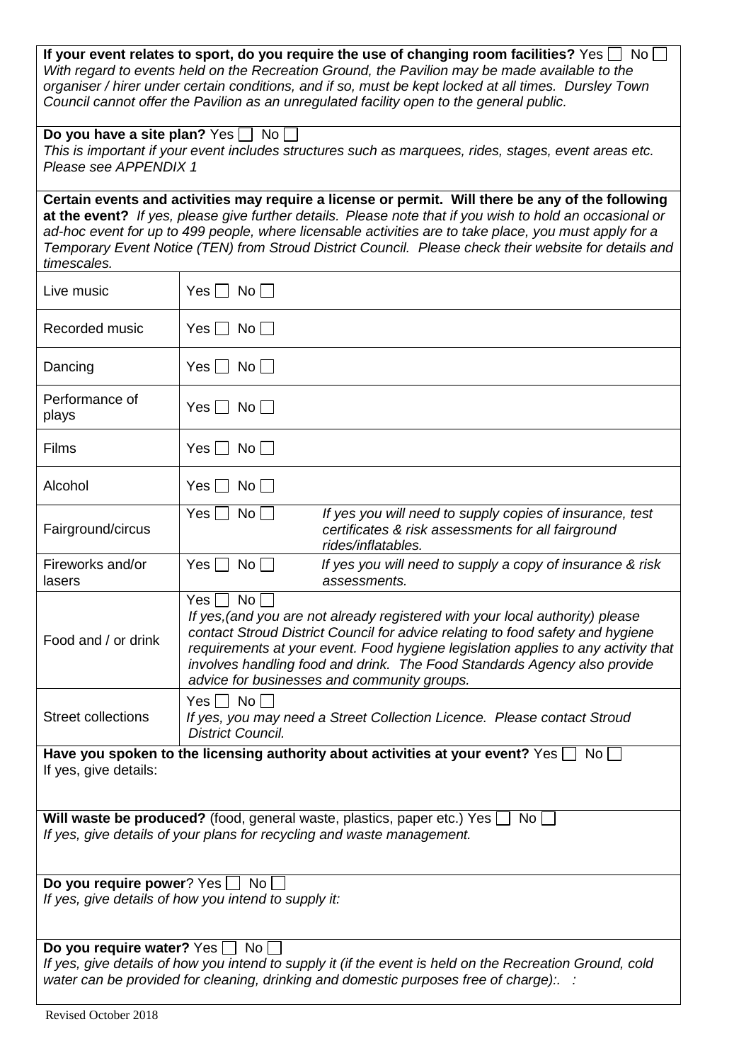**If your event relates to sport, do you require the use of changing room facilities?** Yes ☐ No ☐
*With regard to events held on the Recreation Ground, the Pavilion may be made available to the organiser / hirer under certain conditions, and if so, must be kept locked at all times. Dursley Town Council cannot offer the Pavilion as an unregulated facility open to the general public.*

**Do you have a site plan?** Yes ☐ No ☐
*This is important if your event includes structures such as marquees, rides, stages, event areas etc. Please see APPENDIX 1*

**Certain events and activities may require a license or permit. Will there be any of the following at the event?** *If yes, please give further details. Please note that if you wish to hold an occasional or ad-hoc event for up to 499 people, where licensable activities are to take place, you must apply for a Temporary Event Notice (TEN) from Stroud District Council. Please check their website for details and timescales.*

| Activity | Response |
|---|---|
| Live music | Yes ☐ No ☐ |
| Recorded music | Yes ☐ No ☐ |
| Dancing | Yes ☐ No ☐ |
| Performance of plays | Yes ☐ No ☐ |
| Films | Yes ☐ No ☐ |
| Alcohol | Yes ☐ No ☐ |
| Fairground/circus | Yes ☐ No ☐ *If yes you will need to supply copies of insurance, test certificates & risk assessments for all fairground rides/inflatables.* |
| Fireworks and/or lasers | Yes ☐ No ☐ *If yes you will need to supply a copy of insurance & risk assessments.* |
| Food and / or drink | Yes ☐ No ☐ *If yes,(and you are not already registered with your local authority) please contact Stroud District Council for advice relating to food safety and hygiene requirements at your event. Food hygiene legislation applies to any activity that involves handling food and drink. The Food Standards Agency also provide advice for businesses and community groups.* |
| Street collections | Yes ☐ No ☐ *If yes, you may need a Street Collection Licence. Please contact Stroud District Council.* |

**Have you spoken to the licensing authority about activities at your event?** Yes ☐ No ☐
If yes, give details:

**Will waste be produced?** (food, general waste, plastics, paper etc.) Yes ☐ No ☐
*If yes, give details of your plans for recycling and waste management.*

**Do you require power**? Yes ☐ No ☐
*If yes, give details of how you intend to supply it:*

**Do you require water?** Yes ☐ No ☐
*If yes, give details of how you intend to supply it (if the event is held on the Recreation Ground, cold water can be provided for cleaning, drinking and domestic purposes free of charge):. :*

Revised October 2018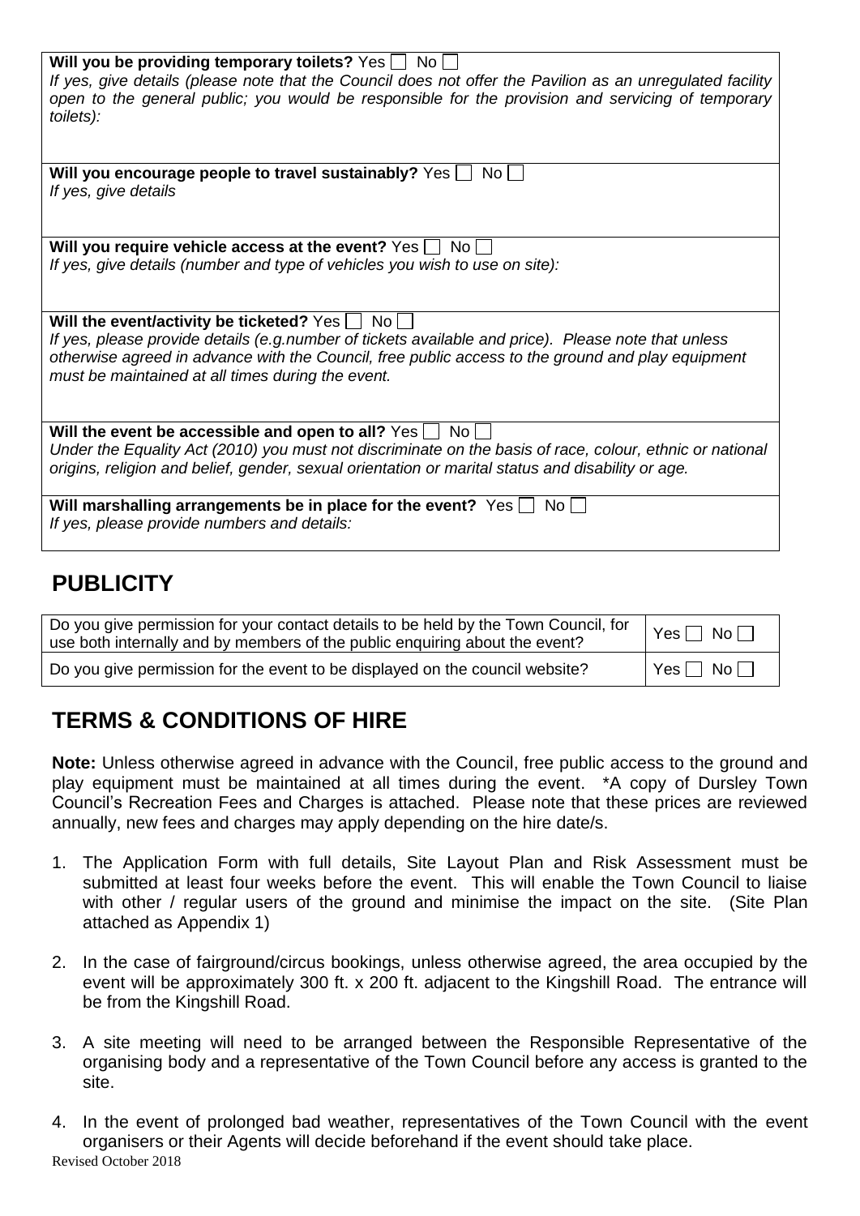| |
|---|
| **Will you be providing temporary toilets?** Yes ☐ No ☐<br>*If yes, give details (please note that the Council does not offer the Pavilion as an unregulated facility open to the general public; you would be responsible for the provision and servicing of temporary toilets):* |
| **Will you encourage people to travel sustainably?** Yes ☐ No ☐<br>*If yes, give details* |
| **Will you require vehicle access at the event?** Yes ☐ No ☐<br>*If yes, give details (number and type of vehicles you wish to use on site):* |
| **Will the event/activity be ticketed?** Yes ☐ No ☐<br>*If yes, please provide details (e.g.number of tickets available and price). Please note that unless otherwise agreed in advance with the Council, free public access to the ground and play equipment must be maintained at all times during the event.* |
| **Will the event be accessible and open to all?** Yes ☐ No ☐<br>*Under the Equality Act (2010) you must not discriminate on the basis of race, colour, ethnic or national origins, religion and belief, gender, sexual orientation or marital status and disability or age.* |
| **Will marshalling arrangements be in place for the event?** Yes ☐ No ☐<br>*If yes, please provide numbers and details:* |

## PUBLICITY

| | |
|---|---|
| Do you give permission for your contact details to be held by the Town Council, for use both internally and by members of the public enquiring about the event? | Yes ☐ No ☐ |
| Do you give permission for the event to be displayed on the council website? | Yes ☐ No ☐ |

## TERMS & CONDITIONS OF HIRE

**Note:** Unless otherwise agreed in advance with the Council, free public access to the ground and play equipment must be maintained at all times during the event. *A copy of Dursley Town Council's Recreation Fees and Charges is attached. Please note that these prices are reviewed annually, new fees and charges may apply depending on the hire date/s.

1. The Application Form with full details, Site Layout Plan and Risk Assessment must be submitted at least four weeks before the event. This will enable the Town Council to liaise with other / regular users of the ground and minimise the impact on the site. (Site Plan attached as Appendix 1)

2. In the case of fairground/circus bookings, unless otherwise agreed, the area occupied by the event will be approximately 300 ft. x 200 ft. adjacent to the Kingshill Road. The entrance will be from the Kingshill Road.

3. A site meeting will need to be arranged between the Responsible Representative of the organising body and a representative of the Town Council before any access is granted to the site.

4. In the event of prolonged bad weather, representatives of the Town Council with the event organisers or their Agents will decide beforehand if the event should take place.

Revised October 2018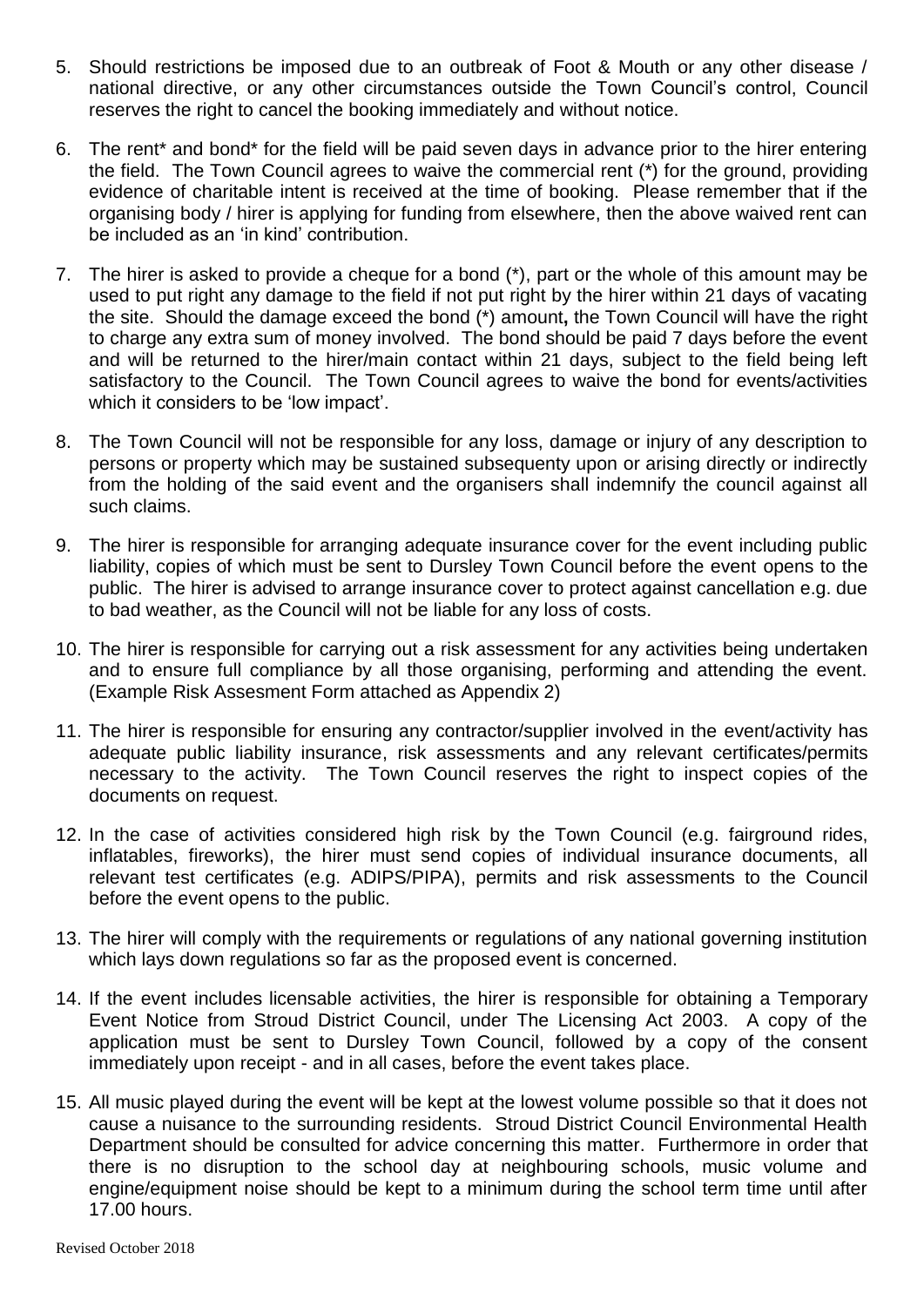5. Should restrictions be imposed due to an outbreak of Foot & Mouth or any other disease / national directive, or any other circumstances outside the Town Council's control, Council reserves the right to cancel the booking immediately and without notice.

6. The rent* and bond* for the field will be paid seven days in advance prior to the hirer entering the field. The Town Council agrees to waive the commercial rent (*) for the ground, providing evidence of charitable intent is received at the time of booking. Please remember that if the organising body / hirer is applying for funding from elsewhere, then the above waived rent can be included as an 'in kind' contribution.

7. The hirer is asked to provide a cheque for a bond (*), part or the whole of this amount may be used to put right any damage to the field if not put right by the hirer within 21 days of vacating the site. Should the damage exceed the bond (*) amount**,** the Town Council will have the right to charge any extra sum of money involved. The bond should be paid 7 days before the event and will be returned to the hirer/main contact within 21 days, subject to the field being left satisfactory to the Council. The Town Council agrees to waive the bond for events/activities which it considers to be 'low impact'.

8. The Town Council will not be responsible for any loss, damage or injury of any description to persons or property which may be sustained subsequenty upon or arising directly or indirectly from the holding of the said event and the organisers shall indemnify the council against all such claims.

9. The hirer is responsible for arranging adequate insurance cover for the event including public liability, copies of which must be sent to Dursley Town Council before the event opens to the public. The hirer is advised to arrange insurance cover to protect against cancellation e.g. due to bad weather, as the Council will not be liable for any loss of costs.

10. The hirer is responsible for carrying out a risk assessment for any activities being undertaken and to ensure full compliance by all those organising, performing and attending the event. (Example Risk Assesment Form attached as Appendix 2)

11. The hirer is responsible for ensuring any contractor/supplier involved in the event/activity has adequate public liability insurance, risk assessments and any relevant certificates/permits necessary to the activity. The Town Council reserves the right to inspect copies of the documents on request.

12. In the case of activities considered high risk by the Town Council (e.g. fairground rides, inflatables, fireworks), the hirer must send copies of individual insurance documents, all relevant test certificates (e.g. ADIPS/PIPA), permits and risk assessments to the Council before the event opens to the public.

13. The hirer will comply with the requirements or regulations of any national governing institution which lays down regulations so far as the proposed event is concerned.

14. If the event includes licensable activities, the hirer is responsible for obtaining a Temporary Event Notice from Stroud District Council, under The Licensing Act 2003. A copy of the application must be sent to Dursley Town Council, followed by a copy of the consent immediately upon receipt - and in all cases, before the event takes place.

15. All music played during the event will be kept at the lowest volume possible so that it does not cause a nuisance to the surrounding residents. Stroud District Council Environmental Health Department should be consulted for advice concerning this matter. Furthermore in order that there is no disruption to the school day at neighbouring schools, music volume and engine/equipment noise should be kept to a minimum during the school term time until after 17.00 hours.

Revised October 2018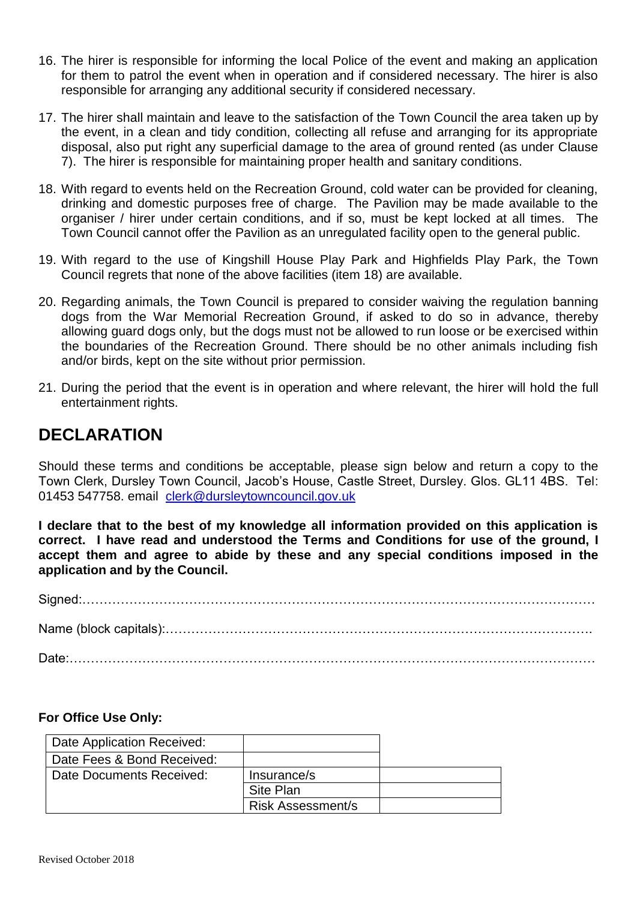16. The hirer is responsible for informing the local Police of the event and making an application for them to patrol the event when in operation and if considered necessary. The hirer is also responsible for arranging any additional security if considered necessary.

17. The hirer shall maintain and leave to the satisfaction of the Town Council the area taken up by the event, in a clean and tidy condition, collecting all refuse and arranging for its appropriate disposal, also put right any superficial damage to the area of ground rented (as under Clause 7). The hirer is responsible for maintaining proper health and sanitary conditions.

18. With regard to events held on the Recreation Ground, cold water can be provided for cleaning, drinking and domestic purposes free of charge. The Pavilion may be made available to the organiser / hirer under certain conditions, and if so, must be kept locked at all times. The Town Council cannot offer the Pavilion as an unregulated facility open to the general public.

19. With regard to the use of Kingshill House Play Park and Highfields Play Park, the Town Council regrets that none of the above facilities (item 18) are available.

20. Regarding animals, the Town Council is prepared to consider waiving the regulation banning dogs from the War Memorial Recreation Ground, if asked to do so in advance, thereby allowing guard dogs only, but the dogs must not be allowed to run loose or be exercised within the boundaries of the Recreation Ground. There should be no other animals including fish and/or birds, kept on the site without prior permission.

21. During the period that the event is in operation and where relevant, the hirer will hold the full entertainment rights.

## DECLARATION

Should these terms and conditions be acceptable, please sign below and return a copy to the Town Clerk, Dursley Town Council, Jacob's House, Castle Street, Dursley. Glos. GL11 4BS. Tel: 01453 547758. email clerk@dursleytowncouncil.gov.uk

**I declare that to the best of my knowledge all information provided on this application is correct. I have read and understood the Terms and Conditions for use of the ground, I accept them and agree to abide by these and any special conditions imposed in the application and by the Council.**

Signed:……………………………………………………………………………………………………

Name (block capitals):…………………………………………………………………………………….

Date:………………………………………………………………………………………………………

**For Office Use Only:**

| | | |
|---|---|---|
| Date Application Received: | | |
| Date Fees & Bond Received: | | |
| Date Documents Received: | Insurance/s | |
| | Site Plan | |
| | Risk Assessment/s | |

Revised October 2018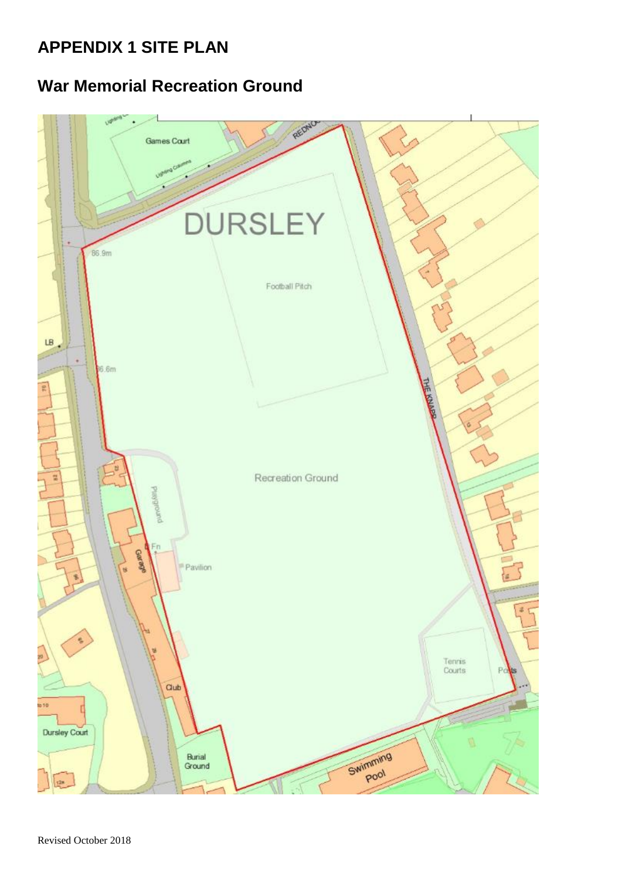## APPENDIX 1 SITE PLAN

## War Memorial Recreation Ground

Revised October 2018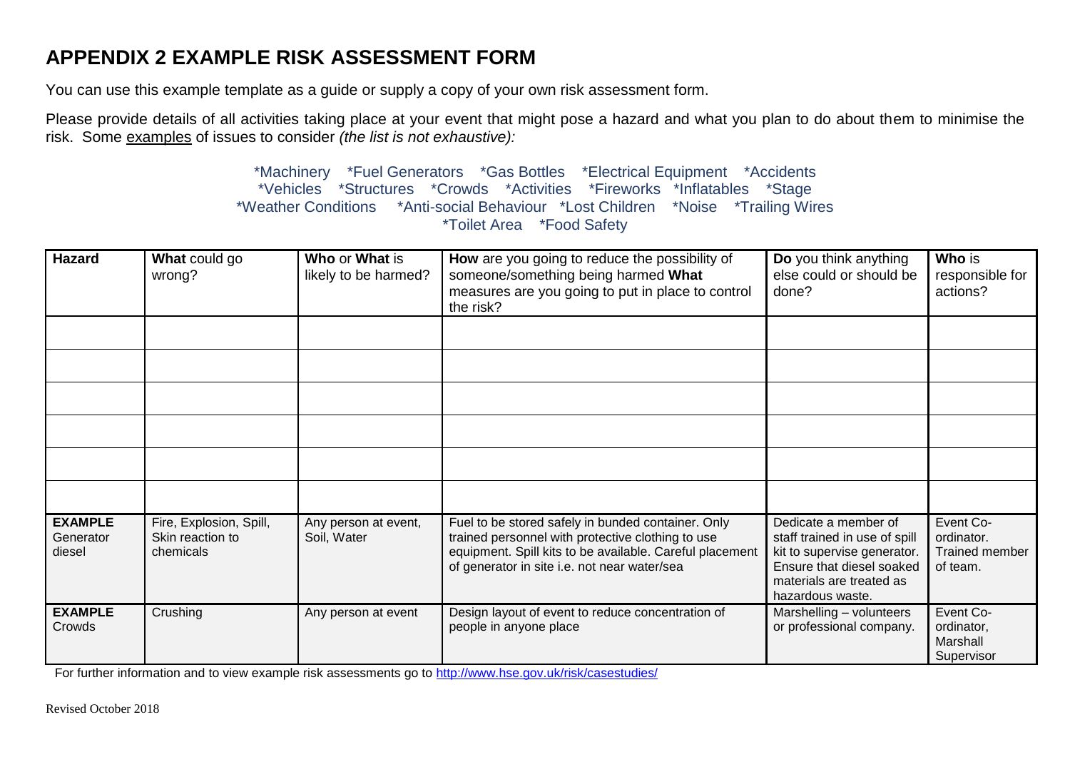# APPENDIX 2 EXAMPLE RISK ASSESSMENT FORM

You can use this example template as a guide or supply a copy of your own risk assessment form.

Please provide details of all activities taking place at your event that might pose a hazard and what you plan to do about them to minimise the risk. Some examples of issues to consider *(the list is not exhaustive):*

*Machinery *Fuel Generators *Gas Bottles *Electrical Equipment *Accidents
*Vehicles *Structures *Crowds *Activities *Fireworks *Inflatables *Stage
*Weather Conditions *Anti-social Behaviour *Lost Children *Noise *Trailing Wires
*Toilet Area *Food Safety

| **Hazard** | **What** could go wrong? | **Who** or **What** is likely to be harmed? | **How** are you going to reduce the possibility of someone/something being harmed **What** measures are you going to put in place to control the risk? | **Do** you think anything else could or should be done? | **Who** is responsible for actions? |
|---|---|---|---|---|---|
| | | | | | |
| | | | | | |
| | | | | | |
| | | | | | |
| | | | | | |
| | | | | | |
| **EXAMPLE** Generator diesel | Fire, Explosion, Spill, Skin reaction to chemicals | Any person at event, Soil, Water | Fuel to be stored safely in bunded container. Only trained personnel with protective clothing to use equipment. Spill kits to be available. Careful placement of generator in site i.e. not near water/sea | Dedicate a member of staff trained in use of spill kit to supervise generator. Ensure that diesel soaked materials are treated as hazardous waste. | Event Co-ordinator. Trained member of team. |
| **EXAMPLE** Crowds | Crushing | Any person at event | Design layout of event to reduce concentration of people in anyone place | Marshelling – volunteers or professional company. | Event Co-ordinator, Marshall Supervisor |

For further information and to view example risk assessments go to http://www.hse.gov.uk/risk/casestudies/

Revised October 2018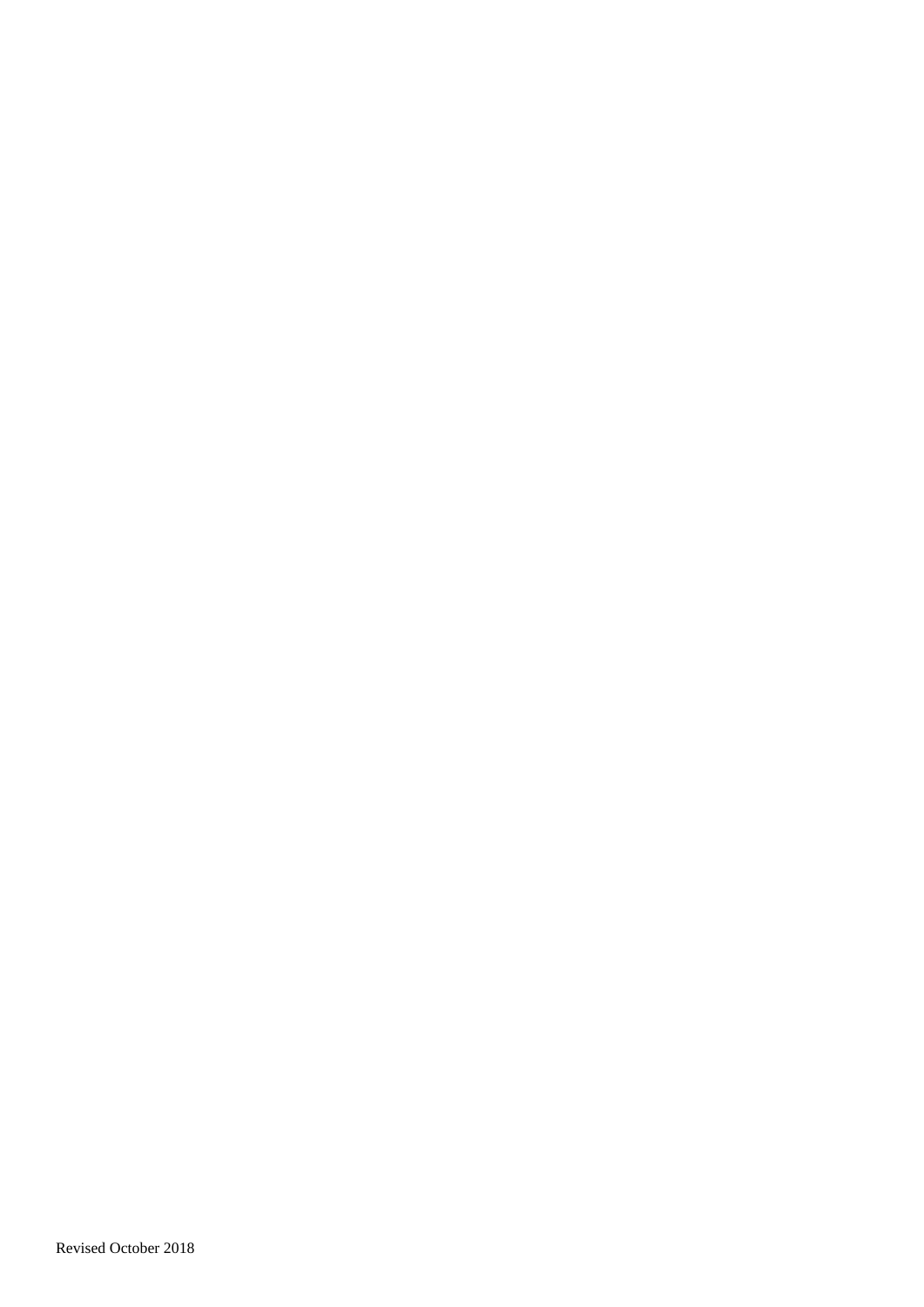Revised October 2018